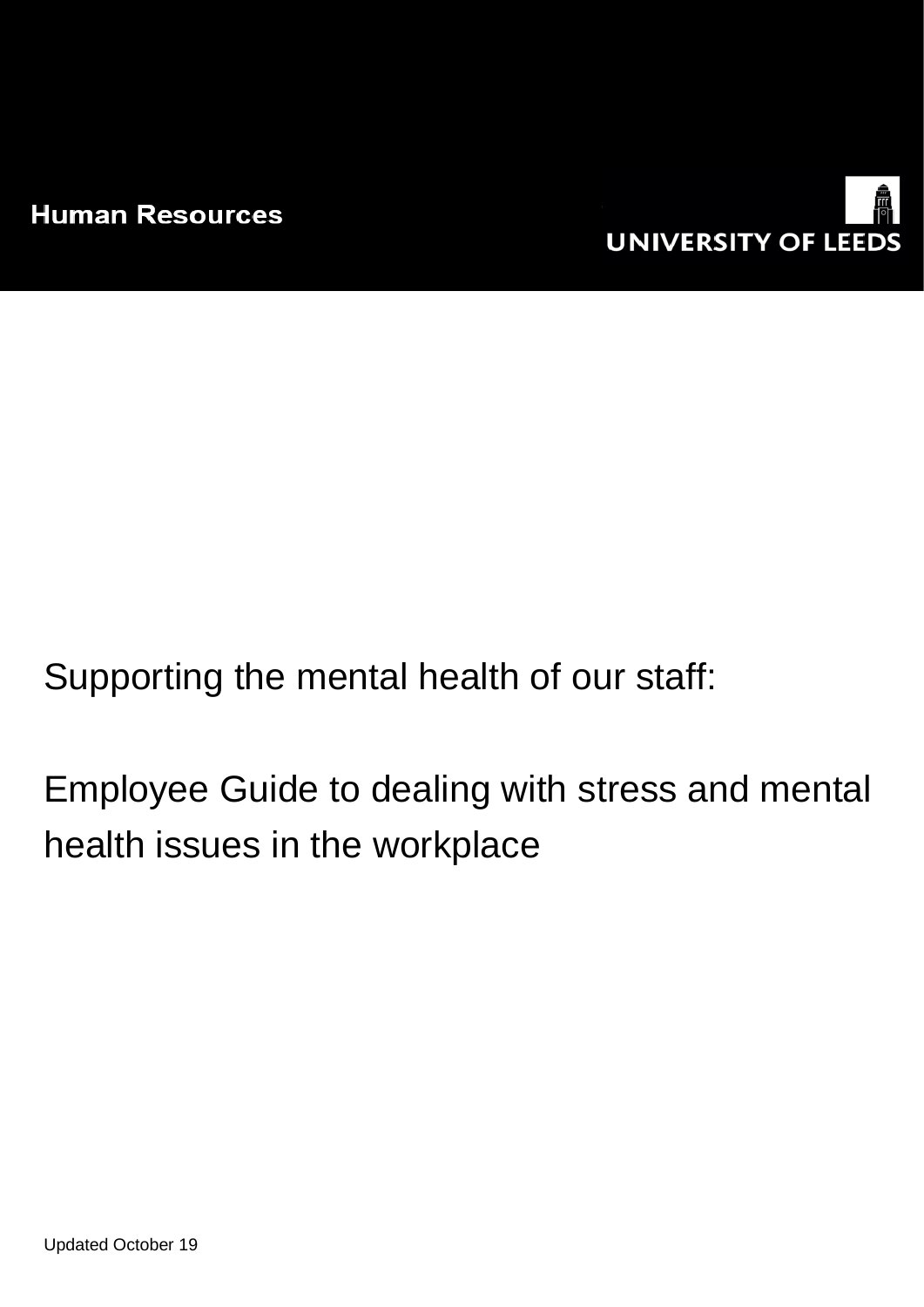Human Resources

UNIVERSITY OF LEEDS

# Supporting the mental health of our staff:

# Employee Guide to dealing with stress and mental health issues in the workplace

Updated October 19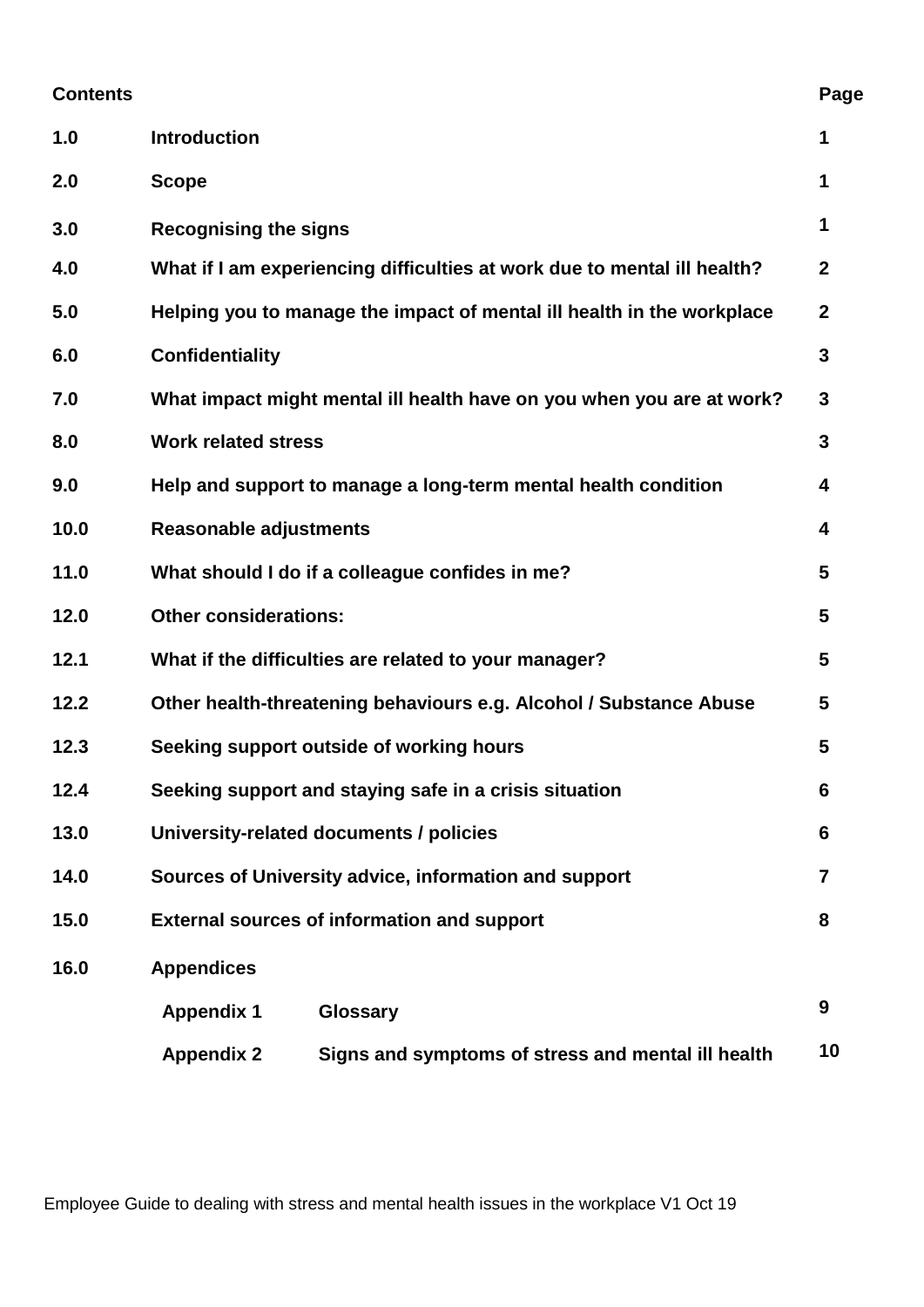| Contents | | Page |
|---|---|---|
| 1.0 | Introduction | 1 |
| 2.0 | Scope | 1 |
| 3.0 | Recognising the signs | 1 |
| 4.0 | What if I am experiencing difficulties at work due to mental ill health? | 2 |
| 5.0 | Helping you to manage the impact of mental ill health in the workplace | 2 |
| 6.0 | Confidentiality | 3 |
| 7.0 | What impact might mental ill health have on you when you are at work? | 3 |
| 8.0 | Work related stress | 3 |
| 9.0 | Help and support to manage a long-term mental health condition | 4 |
| 10.0 | Reasonable adjustments | 4 |
| 11.0 | What should I do if a colleague confides in me? | 5 |
| 12.0 | Other considerations: | 5 |
| 12.1 | What if the difficulties are related to your manager? | 5 |
| 12.2 | Other health-threatening behaviours e.g. Alcohol / Substance Abuse | 5 |
| 12.3 | Seeking support outside of working hours | 5 |
| 12.4 | Seeking support and staying safe in a crisis situation | 6 |
| 13.0 | University-related documents / policies | 6 |
| 14.0 | Sources of University advice, information and support | 7 |
| 15.0 | External sources of information and support | 8 |
| 16.0 | Appendices | |
| | Appendix 1 Glossary | 9 |
| | Appendix 2 Signs and symptoms of stress and mental ill health | 10 |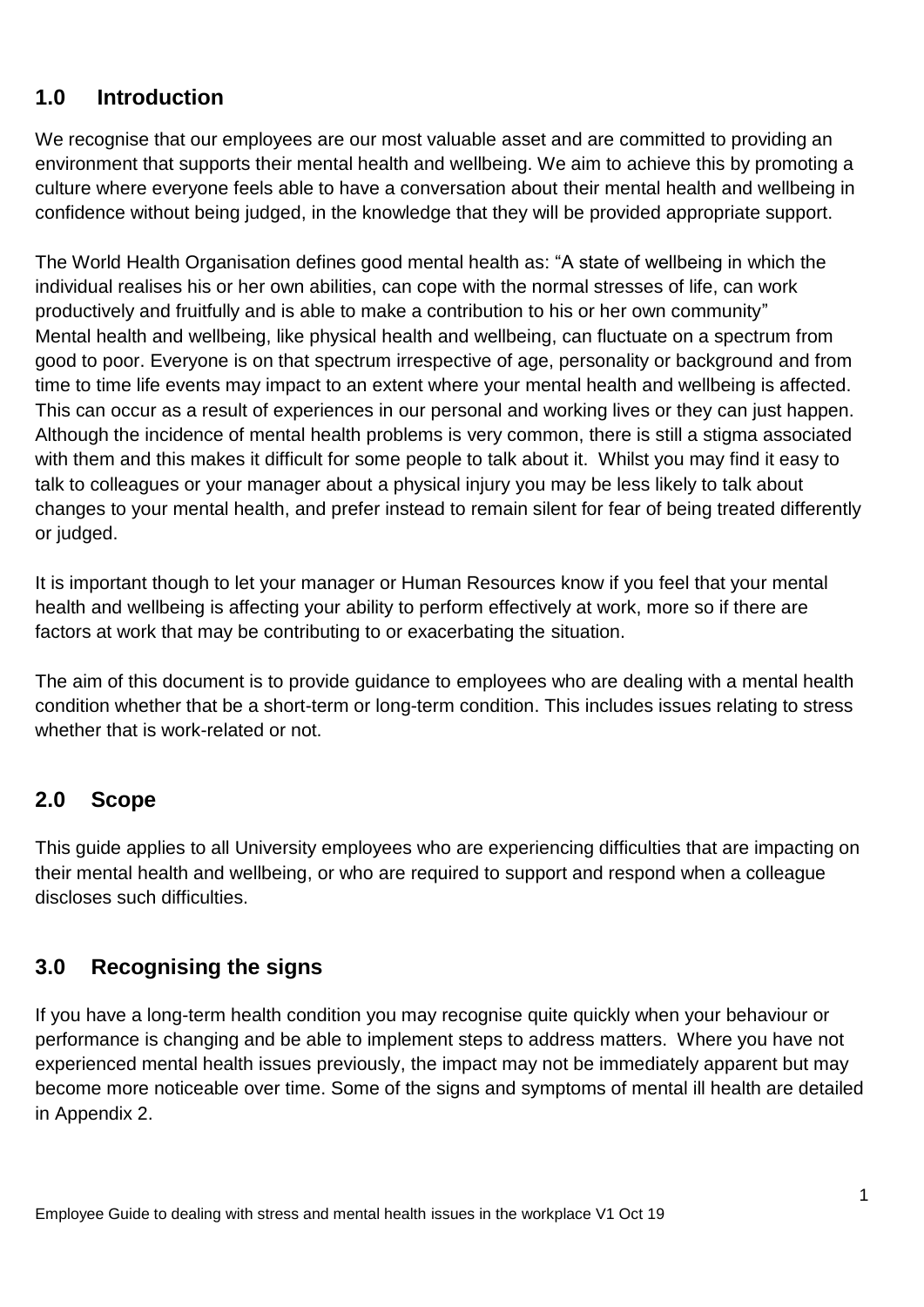## 1.0 Introduction

We recognise that our employees are our most valuable asset and are committed to providing an environment that supports their mental health and wellbeing. We aim to achieve this by promoting a culture where everyone feels able to have a conversation about their mental health and wellbeing in confidence without being judged, in the knowledge that they will be provided appropriate support.

The World Health Organisation defines good mental health as: "A state of wellbeing in which the individual realises his or her own abilities, can cope with the normal stresses of life, can work productively and fruitfully and is able to make a contribution to his or her own community"
Mental health and wellbeing, like physical health and wellbeing, can fluctuate on a spectrum from good to poor. Everyone is on that spectrum irrespective of age, personality or background and from time to time life events may impact to an extent where your mental health and wellbeing is affected. This can occur as a result of experiences in our personal and working lives or they can just happen. Although the incidence of mental health problems is very common, there is still a stigma associated with them and this makes it difficult for some people to talk about it. Whilst you may find it easy to talk to colleagues or your manager about a physical injury you may be less likely to talk about changes to your mental health, and prefer instead to remain silent for fear of being treated differently or judged.

It is important though to let your manager or Human Resources know if you feel that your mental health and wellbeing is affecting your ability to perform effectively at work, more so if there are factors at work that may be contributing to or exacerbating the situation.

The aim of this document is to provide guidance to employees who are dealing with a mental health condition whether that be a short-term or long-term condition. This includes issues relating to stress whether that is work-related or not.

## 2.0 Scope

This guide applies to all University employees who are experiencing difficulties that are impacting on their mental health and wellbeing, or who are required to support and respond when a colleague discloses such difficulties.

## 3.0 Recognising the signs

If you have a long-term health condition you may recognise quite quickly when your behaviour or performance is changing and be able to implement steps to address matters. Where you have not experienced mental health issues previously, the impact may not be immediately apparent but may become more noticeable over time. Some of the signs and symptoms of mental ill health are detailed in Appendix 2.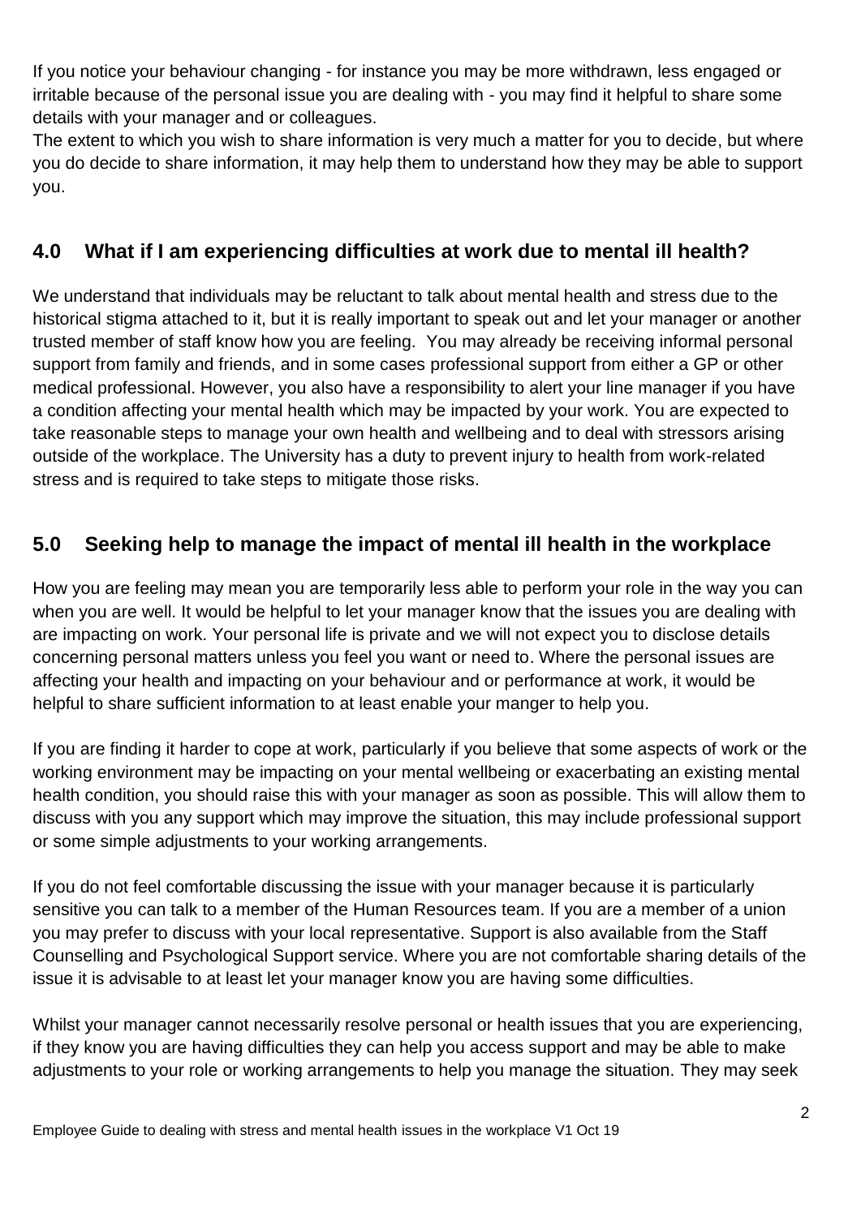If you notice your behaviour changing - for instance you may be more withdrawn, less engaged or irritable because of the personal issue you are dealing with - you may find it helpful to share some details with your manager and or colleagues.

The extent to which you wish to share information is very much a matter for you to decide, but where you do decide to share information, it may help them to understand how they may be able to support you.

## 4.0 What if I am experiencing difficulties at work due to mental ill health?

We understand that individuals may be reluctant to talk about mental health and stress due to the historical stigma attached to it, but it is really important to speak out and let your manager or another trusted member of staff know how you are feeling. You may already be receiving informal personal support from family and friends, and in some cases professional support from either a GP or other medical professional. However, you also have a responsibility to alert your line manager if you have a condition affecting your mental health which may be impacted by your work. You are expected to take reasonable steps to manage your own health and wellbeing and to deal with stressors arising outside of the workplace. The University has a duty to prevent injury to health from work-related stress and is required to take steps to mitigate those risks.

## 5.0 Seeking help to manage the impact of mental ill health in the workplace

How you are feeling may mean you are temporarily less able to perform your role in the way you can when you are well. It would be helpful to let your manager know that the issues you are dealing with are impacting on work. Your personal life is private and we will not expect you to disclose details concerning personal matters unless you feel you want or need to. Where the personal issues are affecting your health and impacting on your behaviour and or performance at work, it would be helpful to share sufficient information to at least enable your manger to help you.

If you are finding it harder to cope at work, particularly if you believe that some aspects of work or the working environment may be impacting on your mental wellbeing or exacerbating an existing mental health condition, you should raise this with your manager as soon as possible. This will allow them to discuss with you any support which may improve the situation, this may include professional support or some simple adjustments to your working arrangements.

If you do not feel comfortable discussing the issue with your manager because it is particularly sensitive you can talk to a member of the Human Resources team. If you are a member of a union you may prefer to discuss with your local representative. Support is also available from the Staff Counselling and Psychological Support service. Where you are not comfortable sharing details of the issue it is advisable to at least let your manager know you are having some difficulties.

Whilst your manager cannot necessarily resolve personal or health issues that you are experiencing, if they know you are having difficulties they can help you access support and may be able to make adjustments to your role or working arrangements to help you manage the situation. They may seek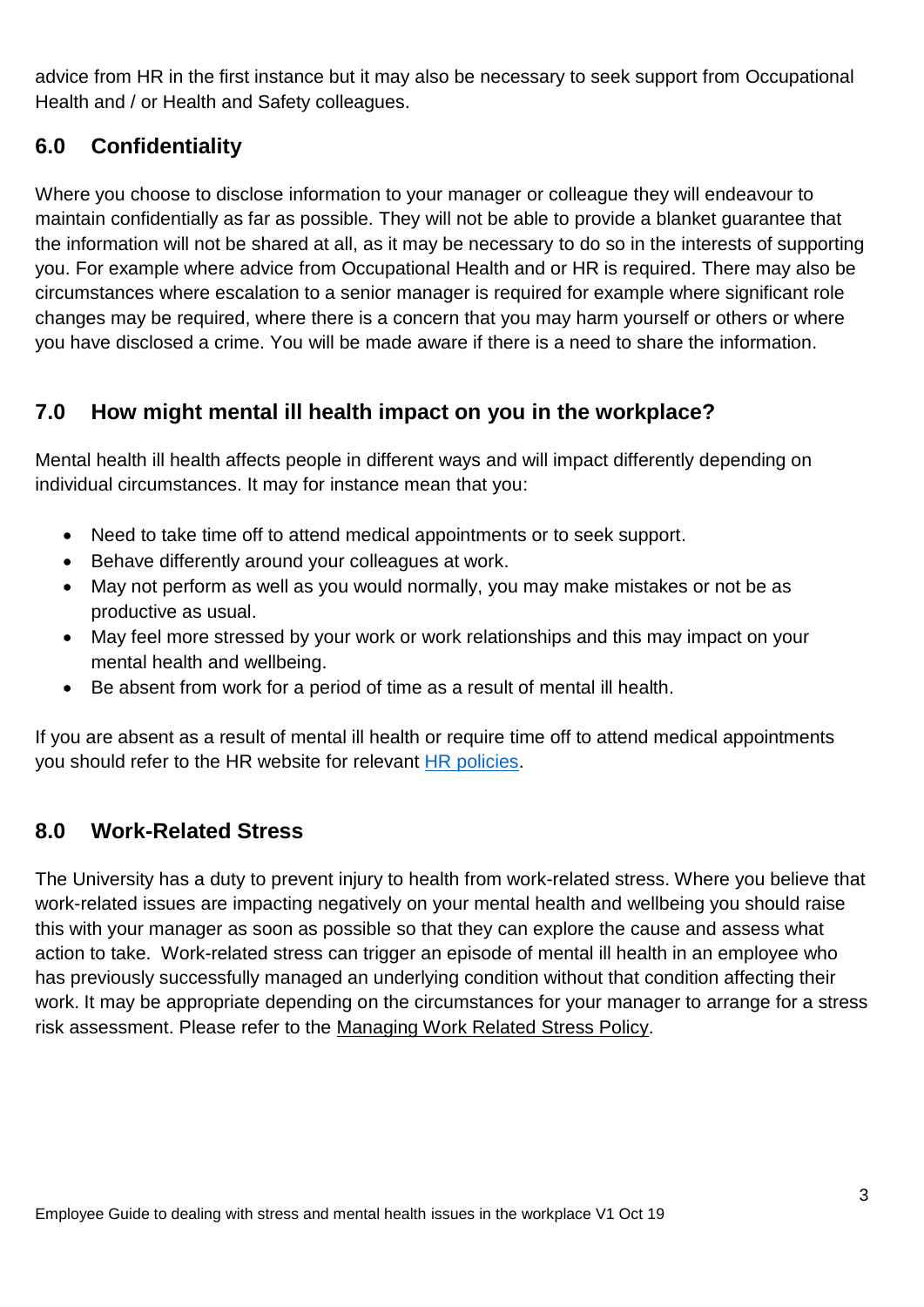advice from HR in the first instance but it may also be necessary to seek support from Occupational Health and / or Health and Safety colleagues.

## 6.0 Confidentiality

Where you choose to disclose information to your manager or colleague they will endeavour to maintain confidentially as far as possible. They will not be able to provide a blanket guarantee that the information will not be shared at all, as it may be necessary to do so in the interests of supporting you. For example where advice from Occupational Health and or HR is required. There may also be circumstances where escalation to a senior manager is required for example where significant role changes may be required, where there is a concern that you may harm yourself or others or where you have disclosed a crime. You will be made aware if there is a need to share the information.

## 7.0 How might mental ill health impact on you in the workplace?

Mental health ill health affects people in different ways and will impact differently depending on individual circumstances. It may for instance mean that you:

- Need to take time off to attend medical appointments or to seek support.
- Behave differently around your colleagues at work.
- May not perform as well as you would normally, you may make mistakes or not be as productive as usual.
- May feel more stressed by your work or work relationships and this may impact on your mental health and wellbeing.
- Be absent from work for a period of time as a result of mental ill health.

If you are absent as a result of mental ill health or require time off to attend medical appointments you should refer to the HR website for relevant HR policies.

## 8.0 Work-Related Stress

The University has a duty to prevent injury to health from work-related stress. Where you believe that work-related issues are impacting negatively on your mental health and wellbeing you should raise this with your manager as soon as possible so that they can explore the cause and assess what action to take. Work-related stress can trigger an episode of mental ill health in an employee who has previously successfully managed an underlying condition without that condition affecting their work. It may be appropriate depending on the circumstances for your manager to arrange for a stress risk assessment. Please refer to the Managing Work Related Stress Policy.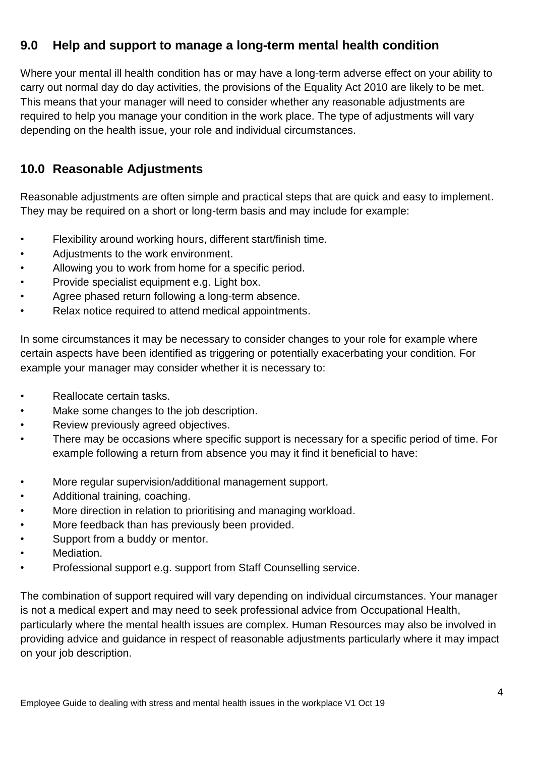## 9.0 Help and support to manage a long-term mental health condition

Where your mental ill health condition has or may have a long-term adverse effect on your ability to carry out normal day do day activities, the provisions of the Equality Act 2010 are likely to be met. This means that your manager will need to consider whether any reasonable adjustments are required to help you manage your condition in the work place. The type of adjustments will vary depending on the health issue, your role and individual circumstances.

## 10.0 Reasonable Adjustments

Reasonable adjustments are often simple and practical steps that are quick and easy to implement. They may be required on a short or long-term basis and may include for example:

- Flexibility around working hours, different start/finish time.
- Adjustments to the work environment.
- Allowing you to work from home for a specific period.
- Provide specialist equipment e.g. Light box.
- Agree phased return following a long-term absence.
- Relax notice required to attend medical appointments.

In some circumstances it may be necessary to consider changes to your role for example where certain aspects have been identified as triggering or potentially exacerbating your condition. For example your manager may consider whether it is necessary to:

- Reallocate certain tasks.
- Make some changes to the job description.
- Review previously agreed objectives.
- There may be occasions where specific support is necessary for a specific period of time. For example following a return from absence you may it find it beneficial to have:

- More regular supervision/additional management support.
- Additional training, coaching.
- More direction in relation to prioritising and managing workload.
- More feedback than has previously been provided.
- Support from a buddy or mentor.
- Mediation.
- Professional support e.g. support from Staff Counselling service.

The combination of support required will vary depending on individual circumstances. Your manager is not a medical expert and may need to seek professional advice from Occupational Health, particularly where the mental health issues are complex. Human Resources may also be involved in providing advice and guidance in respect of reasonable adjustments particularly where it may impact on your job description.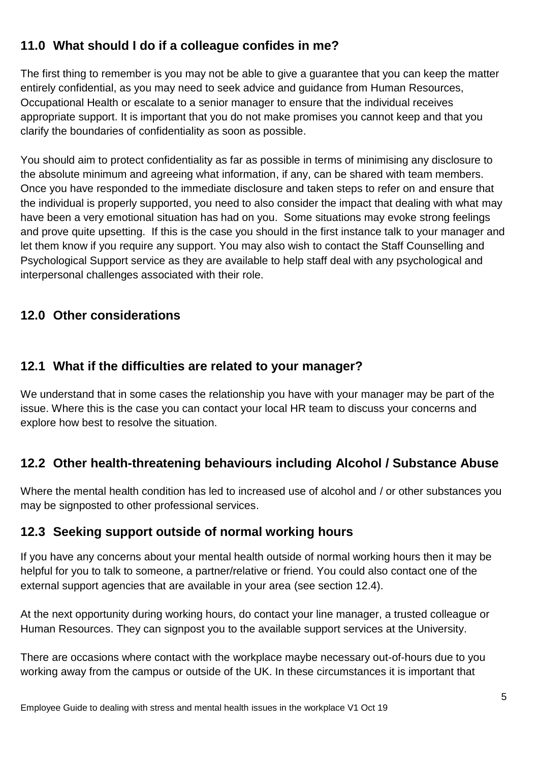## 11.0 What should I do if a colleague confides in me?

The first thing to remember is you may not be able to give a guarantee that you can keep the matter entirely confidential, as you may need to seek advice and guidance from Human Resources, Occupational Health or escalate to a senior manager to ensure that the individual receives appropriate support. It is important that you do not make promises you cannot keep and that you clarify the boundaries of confidentiality as soon as possible.

You should aim to protect confidentiality as far as possible in terms of minimising any disclosure to the absolute minimum and agreeing what information, if any, can be shared with team members. Once you have responded to the immediate disclosure and taken steps to refer on and ensure that the individual is properly supported, you need to also consider the impact that dealing with what may have been a very emotional situation has had on you. Some situations may evoke strong feelings and prove quite upsetting. If this is the case you should in the first instance talk to your manager and let them know if you require any support. You may also wish to contact the Staff Counselling and Psychological Support service as they are available to help staff deal with any psychological and interpersonal challenges associated with their role.

## 12.0 Other considerations

### 12.1 What if the difficulties are related to your manager?

We understand that in some cases the relationship you have with your manager may be part of the issue. Where this is the case you can contact your local HR team to discuss your concerns and explore how best to resolve the situation.

### 12.2 Other health-threatening behaviours including Alcohol / Substance Abuse

Where the mental health condition has led to increased use of alcohol and / or other substances you may be signposted to other professional services.

### 12.3 Seeking support outside of normal working hours

If you have any concerns about your mental health outside of normal working hours then it may be helpful for you to talk to someone, a partner/relative or friend. You could also contact one of the external support agencies that are available in your area (see section 12.4).

At the next opportunity during working hours, do contact your line manager, a trusted colleague or Human Resources. They can signpost you to the available support services at the University.

There are occasions where contact with the workplace maybe necessary out-of-hours due to you working away from the campus or outside of the UK. In these circumstances it is important that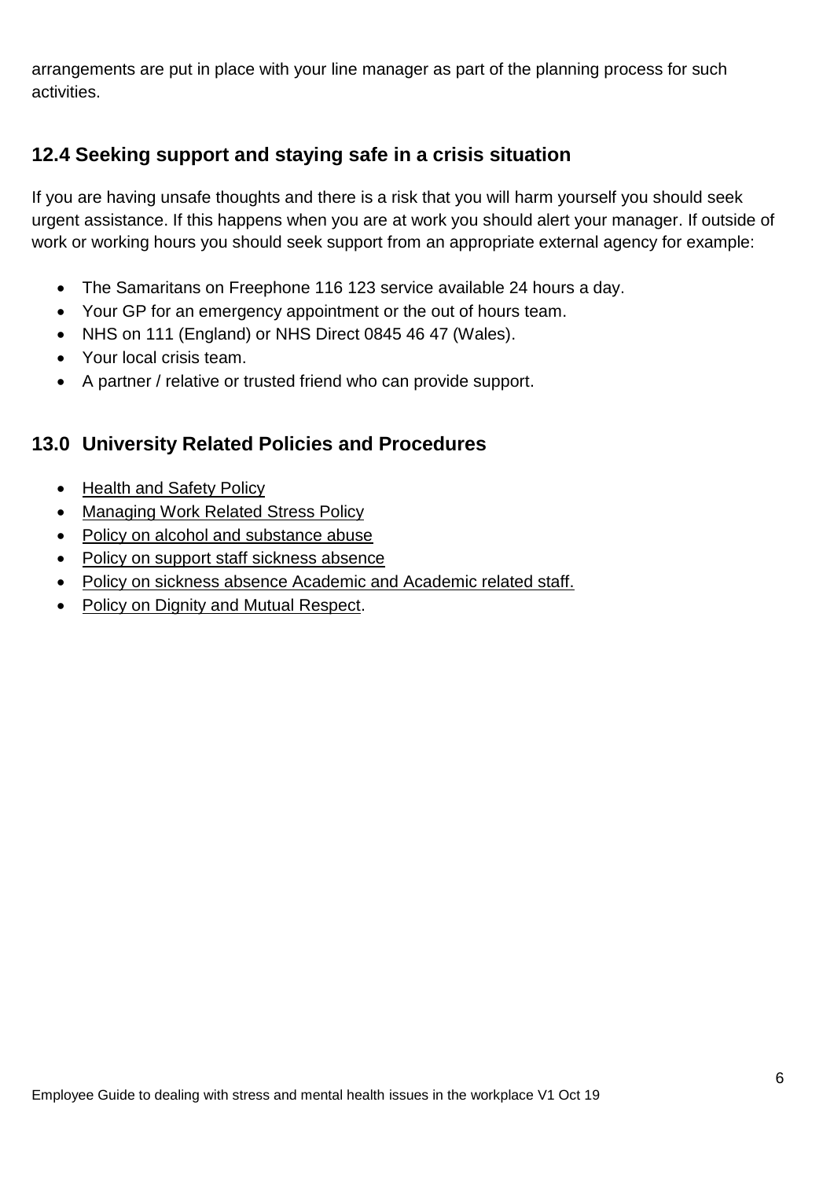arrangements are put in place with your line manager as part of the planning process for such activities.

## 12.4 Seeking support and staying safe in a crisis situation

If you are having unsafe thoughts and there is a risk that you will harm yourself you should seek urgent assistance. If this happens when you are at work you should alert your manager. If outside of work or working hours you should seek support from an appropriate external agency for example:

- The Samaritans on Freephone 116 123 service available 24 hours a day.
- Your GP for an emergency appointment or the out of hours team.
- NHS on 111 (England) or NHS Direct 0845 46 47 (Wales).
- Your local crisis team.
- A partner / relative or trusted friend who can provide support.

## 13.0 University Related Policies and Procedures

- Health and Safety Policy
- Managing Work Related Stress Policy
- Policy on alcohol and substance abuse
- Policy on support staff sickness absence
- Policy on sickness absence Academic and Academic related staff.
- Policy on Dignity and Mutual Respect.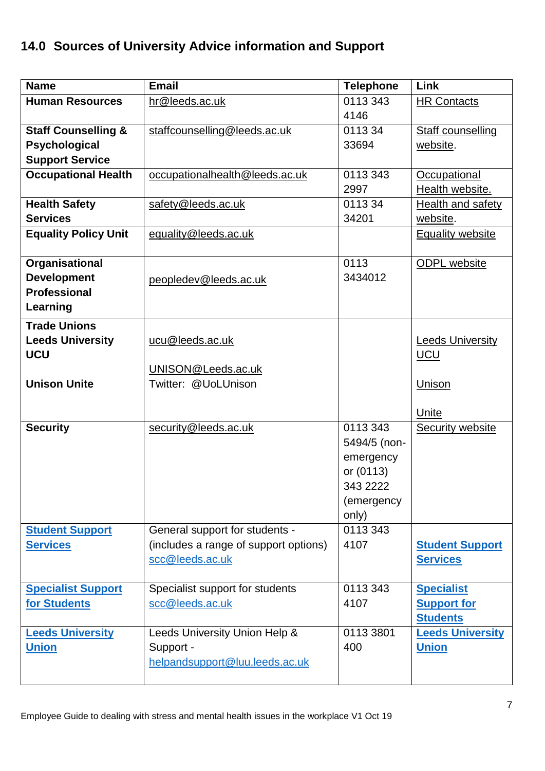## 14.0 Sources of University Advice information and Support

| Name | Email | Telephone | Link |
|---|---|---|---|
| **Human Resources** | hr@leeds.ac.uk | 0113 343 4146 | HR Contacts |
| **Staff Counselling & Psychological Support Service** | staffcounselling@leeds.ac.uk | 0113 34 33694 | Staff counselling website. |
| **Occupational Health** | occupationalhealth@leeds.ac.uk | 0113 343 2997 | Occupational Health website. |
| **Health Safety Services** | safety@leeds.ac.uk | 0113 34 34201 | Health and safety website. |
| **Equality Policy Unit** | equality@leeds.ac.uk | | Equality website |
| **Organisational Development Professional Learning** | peopledev@leeds.ac.uk | 0113 3434012 | ODPL website |
| **Trade Unions**<br>**Leeds University UCU**<br><br>**Unison Unite** | ucu@leeds.ac.uk<br><br>UNISON@Leeds.ac.uk<br>Twitter: @UoLUnison | | Leeds University UCU<br><br>Unison<br><br>Unite |
| **Security** | security@leeds.ac.uk | 0113 343 5494/5 (non-emergency or (0113) 343 2222 (emergency only) | Security website |
| **Student Support Services** | General support for students - (includes a range of support options) scc@leeds.ac.uk | 0113 343 4107 | **Student Support Services** |
| **Specialist Support for Students** | Specialist support for students scc@leeds.ac.uk | 0113 343 4107 | **Specialist Support for Students** |
| **Leeds University Union** | Leeds University Union Help & Support - helpandsupport@luu.leeds.ac.uk | 0113 3801 400 | **Leeds University Union** |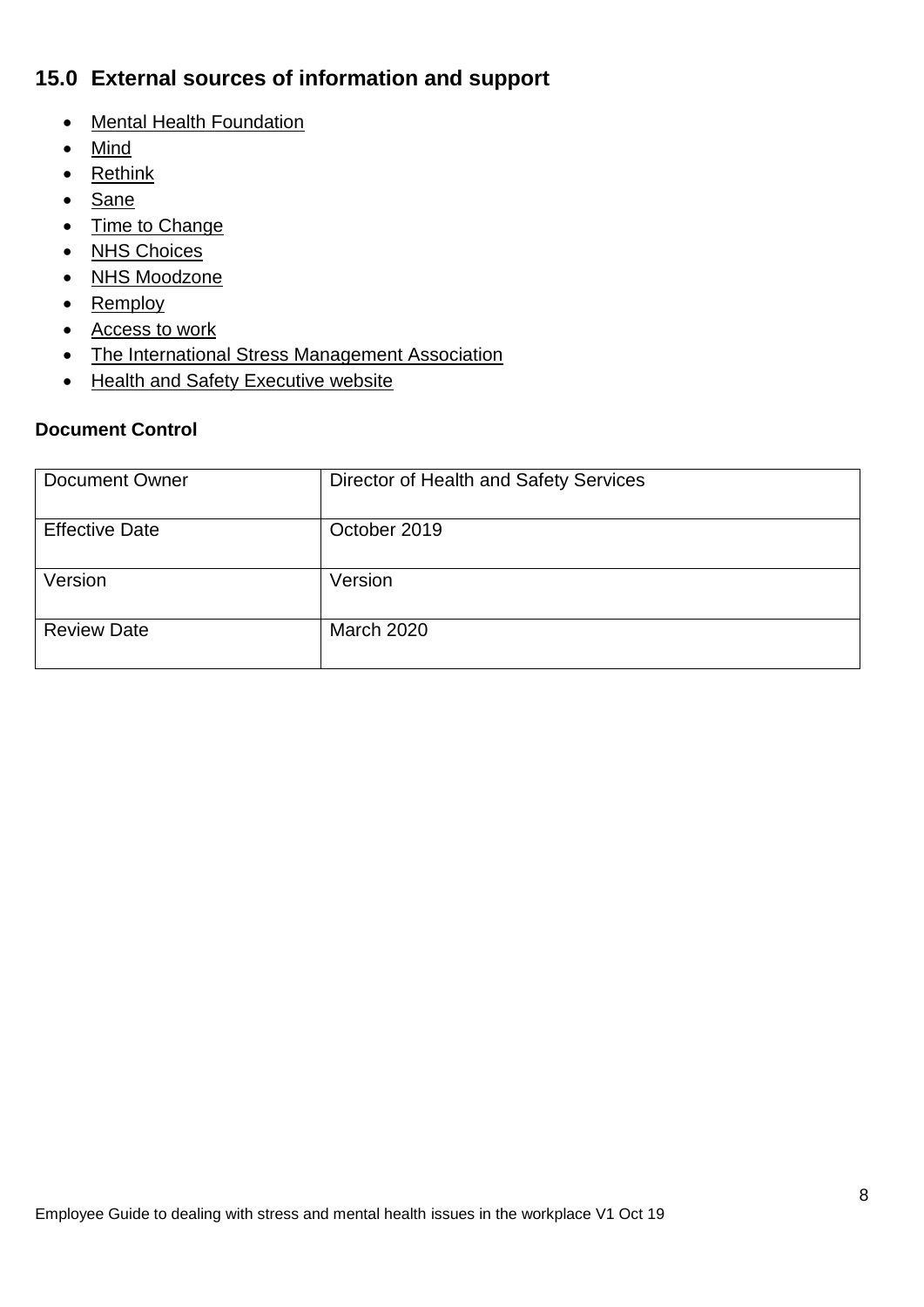## 15.0 External sources of information and support

- Mental Health Foundation
- Mind
- Rethink
- Sane
- Time to Change
- NHS Choices
- NHS Moodzone
- Remploy
- Access to work
- The International Stress Management Association
- Health and Safety Executive website

**Document Control**

| Document Owner | Director of Health and Safety Services |
|---|---|
| Effective Date | October 2019 |
| Version | Version |
| Review Date | March 2020 |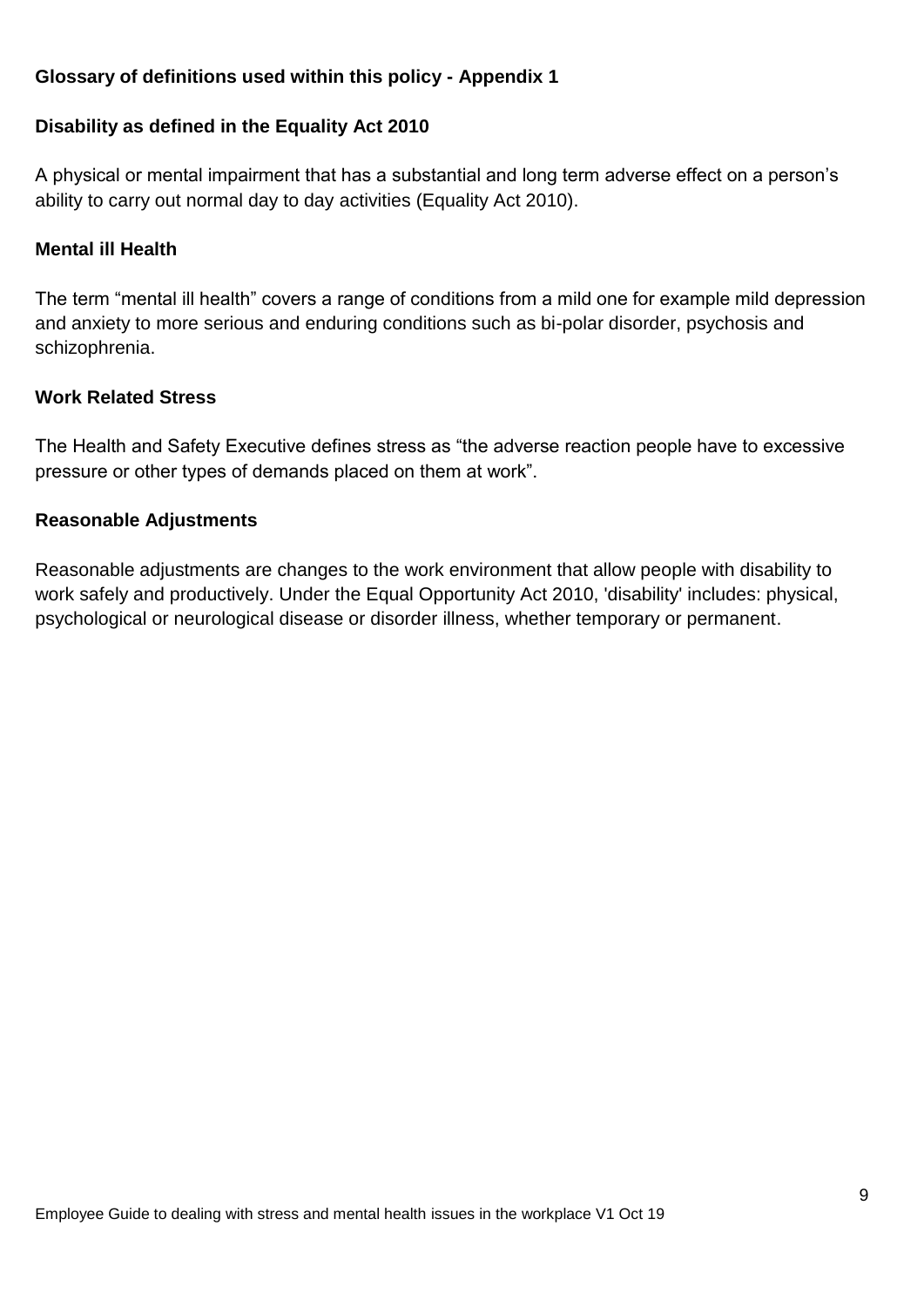**Glossary of definitions used within this policy - Appendix 1**

**Disability as defined in the Equality Act 2010**

A physical or mental impairment that has a substantial and long term adverse effect on a person's ability to carry out normal day to day activities (Equality Act 2010).

**Mental ill Health**

The term "mental ill health" covers a range of conditions from a mild one for example mild depression and anxiety to more serious and enduring conditions such as bi-polar disorder, psychosis and schizophrenia.

**Work Related Stress**

The Health and Safety Executive defines stress as "the adverse reaction people have to excessive pressure or other types of demands placed on them at work".

**Reasonable Adjustments**

Reasonable adjustments are changes to the work environment that allow people with disability to work safely and productively. Under the Equal Opportunity Act 2010, 'disability' includes: physical, psychological or neurological disease or disorder illness, whether temporary or permanent.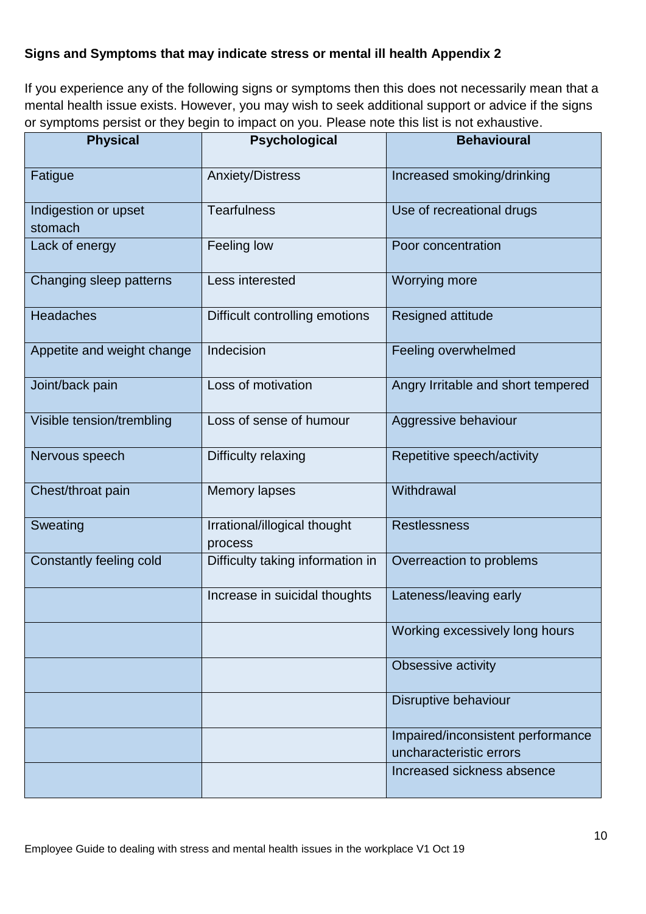**Signs and Symptoms that may indicate stress or mental ill health Appendix 2**

If you experience any of the following signs or symptoms then this does not necessarily mean that a mental health issue exists. However, you may wish to seek additional support or advice if the signs or symptoms persist or they begin to impact on you. Please note this list is not exhaustive.

| Physical | Psychological | Behavioural |
|---|---|---|
| Fatigue | Anxiety/Distress | Increased smoking/drinking |
| Indigestion or upset stomach | Tearfulness | Use of recreational drugs |
| Lack of energy | Feeling low | Poor concentration |
| Changing sleep patterns | Less interested | Worrying more |
| Headaches | Difficult controlling emotions | Resigned attitude |
| Appetite and weight change | Indecision | Feeling overwhelmed |
| Joint/back pain | Loss of motivation | Angry Irritable and short tempered |
| Visible tension/trembling | Loss of sense of humour | Aggressive behaviour |
| Nervous speech | Difficulty relaxing | Repetitive speech/activity |
| Chest/throat pain | Memory lapses | Withdrawal |
| Sweating | Irrational/illogical thought process | Restlessness |
| Constantly feeling cold | Difficulty taking information in | Overreaction to problems |
| | Increase in suicidal thoughts | Lateness/leaving early |
| | | Working excessively long hours |
| | | Obsessive activity |
| | | Disruptive behaviour |
| | | Impaired/inconsistent performance uncharacteristic errors |
| | | Increased sickness absence |